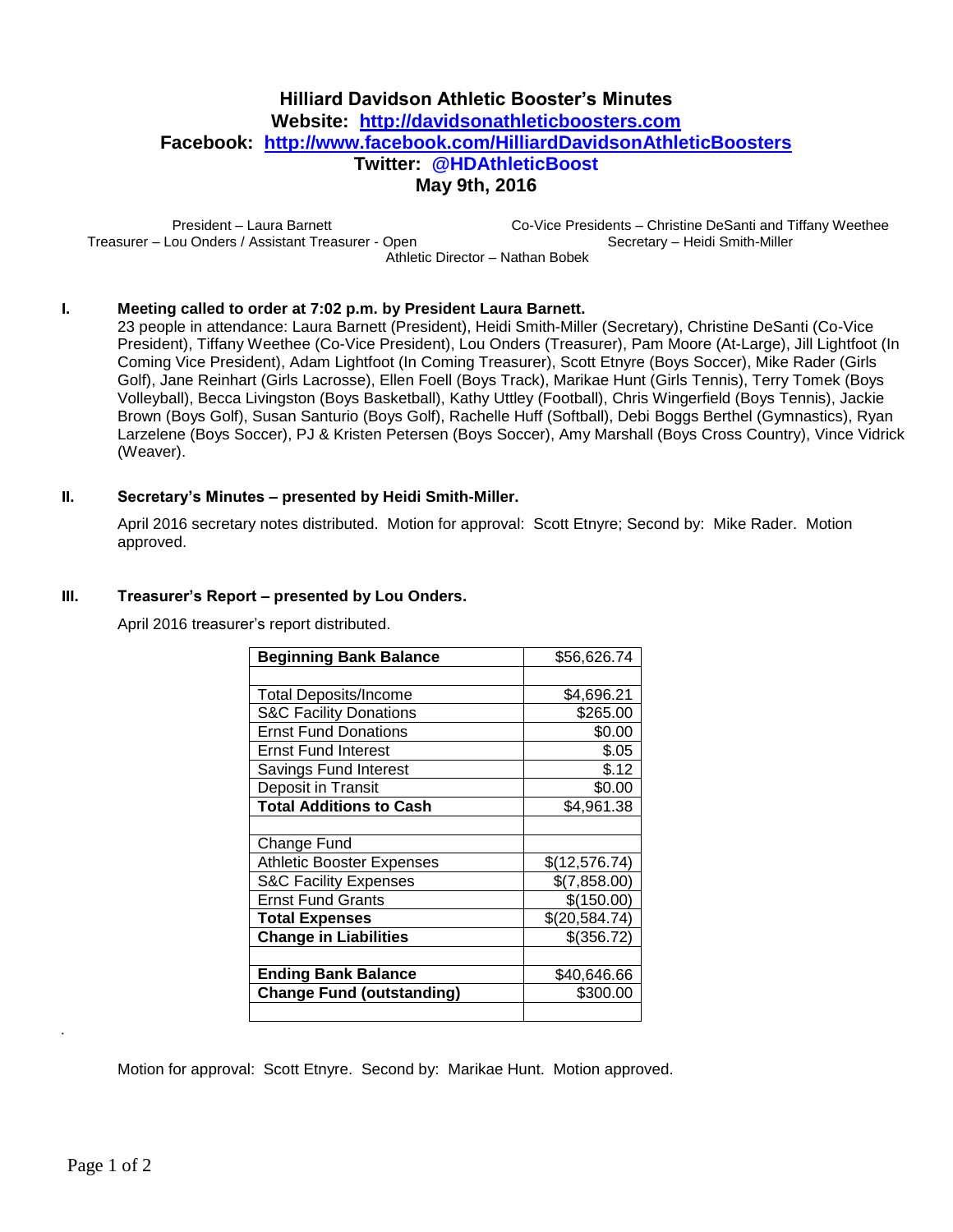# Hilliard Davidson Athletic Booster's Minutes

**Website: [http://davidsonathleticboosters.com](http://davidsonathleticboosters.com)**

**Facebook: [http://www.facebook.com/HilliardDavidsonAthleticBoosters](http://www.facebook.com/HilliardDavidsonAthleticBoosters)**

**Twitter: @HDAthleticBoost**

**May 9th, 2016**

President – Laura Barnett
Co-Vice Presidents – Christine DeSanti and Tiffany Weethee
Treasurer – Lou Onders / Assistant Treasurer - Open
Secretary – Heidi Smith-Miller
Athletic Director – Nathan Bobek

**I. Meeting called to order at 7:02 p.m. by President Laura Barnett.**

23 people in attendance: Laura Barnett (President), Heidi Smith-Miller (Secretary), Christine DeSanti (Co-Vice President), Tiffany Weethee (Co-Vice President), Lou Onders (Treasurer), Pam Moore (At-Large), Jill Lightfoot (In Coming Vice President), Adam Lightfoot (In Coming Treasurer), Scott Etnyre (Boys Soccer), Mike Rader (Girls Golf), Jane Reinhart (Girls Lacrosse), Ellen Foell (Boys Track), Marikae Hunt (Girls Tennis), Terry Tomek (Boys Volleyball), Becca Livingston (Boys Basketball), Kathy Uttley (Football), Chris Wingerfield (Boys Tennis), Jackie Brown (Boys Golf), Susan Santurio (Boys Golf), Rachelle Huff (Softball), Debi Boggs Berthel (Gymnastics), Ryan Larzelene (Boys Soccer), PJ & Kristen Petersen (Boys Soccer), Amy Marshall (Boys Cross Country), Vince Vidrick (Weaver).

**II. Secretary's Minutes – presented by Heidi Smith-Miller.**

April 2016 secretary notes distributed. Motion for approval: Scott Etnyre; Second by: Mike Rader. Motion approved.

**III. Treasurer's Report – presented by Lou Onders.**

April 2016 treasurer's report distributed.

| **Beginning Bank Balance** | $56,626.74 |
|---|---|
| | |
| Total Deposits/Income | $4,696.21 |
| S&C Facility Donations | $265.00 |
| Ernst Fund Donations | $0.00 |
| Ernst Fund Interest | $.05 |
| Savings Fund Interest | $.12 |
| Deposit in Transit | $0.00 |
| **Total Additions to Cash** | $4,961.38 |
| | |
| Change Fund | |
| Athletic Booster Expenses | $(12,576.74) |
| S&C Facility Expenses | $(7,858.00) |
| Ernst Fund Grants | $(150.00) |
| **Total Expenses** | $(20,584.74) |
| **Change in Liabilities** | $(356.72) |
| | |
| **Ending Bank Balance** | $40,646.66 |
| **Change Fund (outstanding)** | $300.00 |
| | |

Motion for approval: Scott Etnyre. Second by: Marikae Hunt. Motion approved.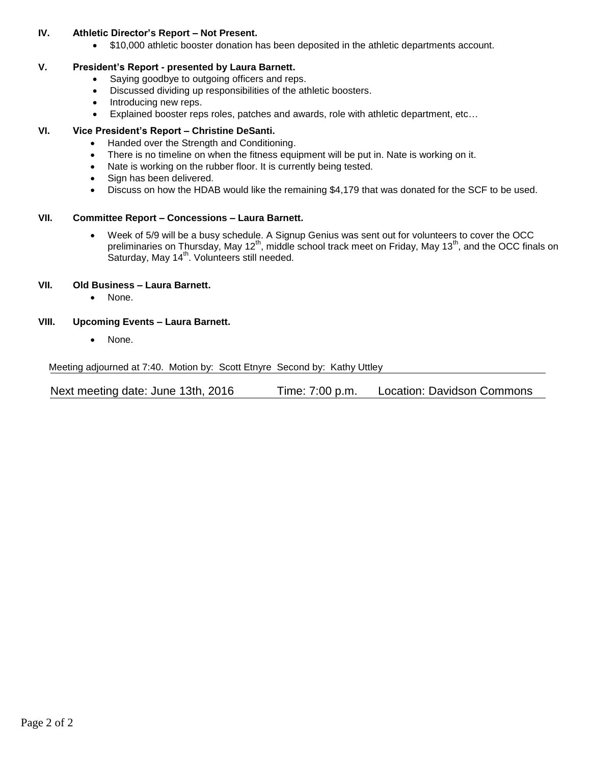## IV. Athletic Director's Report – Not Present.

- $10,000 athletic booster donation has been deposited in the athletic departments account.

## V. President's Report - presented by Laura Barnett.

- Saying goodbye to outgoing officers and reps.
- Discussed dividing up responsibilities of the athletic boosters.
- Introducing new reps.
- Explained booster reps roles, patches and awards, role with athletic department, etc…

## VI. Vice President's Report – Christine DeSanti.

- Handed over the Strength and Conditioning.
- There is no timeline on when the fitness equipment will be put in. Nate is working on it.
- Nate is working on the rubber floor. It is currently being tested.
- Sign has been delivered.
- Discuss on how the HDAB would like the remaining $4,179 that was donated for the SCF to be used.

## VII. Committee Report – Concessions – Laura Barnett.

- Week of 5/9 will be a busy schedule. A Signup Genius was sent out for volunteers to cover the OCC preliminaries on Thursday, May 12th, middle school track meet on Friday, May 13th, and the OCC finals on Saturday, May 14th. Volunteers still needed.

## VII. Old Business – Laura Barnett.

- None.

## VIII. Upcoming Events – Laura Barnett.

- None.

Meeting adjourned at 7:40. Motion by: Scott Etnyre Second by: Kathy Uttley

Next meeting date: June 13th, 2016 Time: 7:00 p.m. Location: Davidson Commons